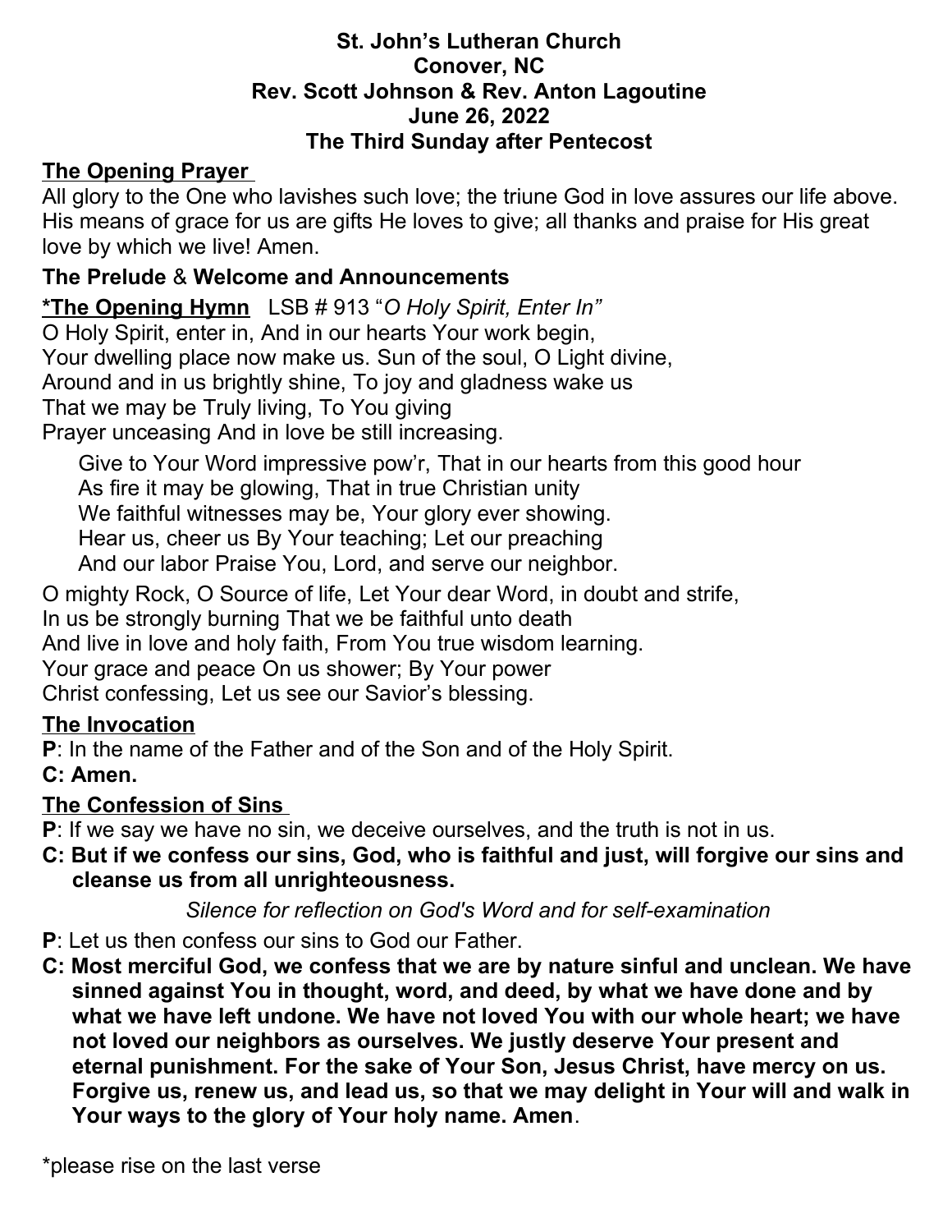**St. John's Lutheran Church**
**Conover, NC**
**Rev. Scott Johnson & Rev. Anton Lagoutine**
**June 26, 2022**
**The Third Sunday after Pentecost**

**The Opening Prayer**

All glory to the One who lavishes such love; the triune God in love assures our life above. His means of grace for us are gifts He loves to give; all thanks and praise for His great love by which we live! Amen.

**The Prelude & Welcome and Announcements**

**\*The Opening Hymn** LSB # 913 "*O Holy Spirit, Enter In"*

O Holy Spirit, enter in, And in our hearts Your work begin,
Your dwelling place now make us. Sun of the soul, O Light divine,
Around and in us brightly shine, To joy and gladness wake us
That we may be Truly living, To You giving
Prayer unceasing And in love be still increasing.

> Give to Your Word impressive pow'r, That in our hearts from this good hour
> As fire it may be glowing, That in true Christian unity
> We faithful witnesses may be, Your glory ever showing.
> Hear us, cheer us By Your teaching; Let our preaching
> And our labor Praise You, Lord, and serve our neighbor.

O mighty Rock, O Source of life, Let Your dear Word, in doubt and strife,
In us be strongly burning That we be faithful unto death
And live in love and holy faith, From You true wisdom learning.
Your grace and peace On us shower; By Your power
Christ confessing, Let us see our Savior's blessing.

**The Invocation**

**P**: In the name of the Father and of the Son and of the Holy Spirit.

**C: Amen.**

**The Confession of Sins**

**P**: If we say we have no sin, we deceive ourselves, and the truth is not in us.

**C: But if we confess our sins, God, who is faithful and just, will forgive our sins and cleanse us from all unrighteousness.**

*Silence for reflection on God's Word and for self-examination*

**P**: Let us then confess our sins to God our Father.

**C: Most merciful God, we confess that we are by nature sinful and unclean. We have sinned against You in thought, word, and deed, by what we have done and by what we have left undone. We have not loved You with our whole heart; we have not loved our neighbors as ourselves. We justly deserve Your present and eternal punishment. For the sake of Your Son, Jesus Christ, have mercy on us. Forgive us, renew us, and lead us, so that we may delight in Your will and walk in Your ways to the glory of Your holy name. Amen**.

\*please rise on the last verse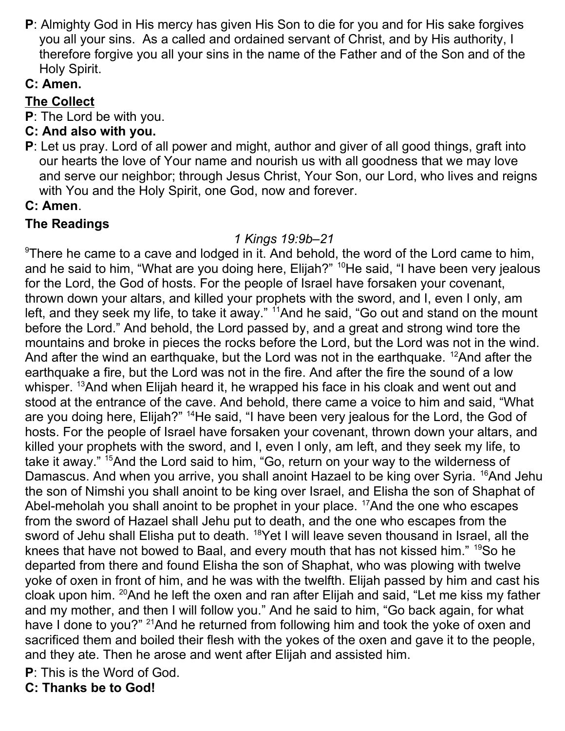**P**: Almighty God in His mercy has given His Son to die for you and for His sake forgives you all your sins. As a called and ordained servant of Christ, and by His authority, I therefore forgive you all your sins in the name of the Father and of the Son and of the Holy Spirit.

**C: Amen.**

**The Collect**

**P**: The Lord be with you.

**C: And also with you.**

**P**: Let us pray. Lord of all power and might, author and giver of all good things, graft into our hearts the love of Your name and nourish us with all goodness that we may love and serve our neighbor; through Jesus Christ, Your Son, our Lord, who lives and reigns with You and the Holy Spirit, one God, now and forever.

**C: Amen**.

**The Readings**

*1 Kings 19:9b–21*

[9]There he came to a cave and lodged in it. And behold, the word of the Lord came to him, and he said to him, "What are you doing here, Elijah?" [10]He said, "I have been very jealous for the Lord, the God of hosts. For the people of Israel have forsaken your covenant, thrown down your altars, and killed your prophets with the sword, and I, even I only, am left, and they seek my life, to take it away." [11]And he said, "Go out and stand on the mount before the Lord." And behold, the Lord passed by, and a great and strong wind tore the mountains and broke in pieces the rocks before the Lord, but the Lord was not in the wind. And after the wind an earthquake, but the Lord was not in the earthquake. [12]And after the earthquake a fire, but the Lord was not in the fire. And after the fire the sound of a low whisper. [13]And when Elijah heard it, he wrapped his face in his cloak and went out and stood at the entrance of the cave. And behold, there came a voice to him and said, "What are you doing here, Elijah?" [14]He said, "I have been very jealous for the Lord, the God of hosts. For the people of Israel have forsaken your covenant, thrown down your altars, and killed your prophets with the sword, and I, even I only, am left, and they seek my life, to take it away." [15]And the Lord said to him, "Go, return on your way to the wilderness of Damascus. And when you arrive, you shall anoint Hazael to be king over Syria. [16]And Jehu the son of Nimshi you shall anoint to be king over Israel, and Elisha the son of Shaphat of Abel-meholah you shall anoint to be prophet in your place. [17]And the one who escapes from the sword of Hazael shall Jehu put to death, and the one who escapes from the sword of Jehu shall Elisha put to death. [18]Yet I will leave seven thousand in Israel, all the knees that have not bowed to Baal, and every mouth that has not kissed him." [19]So he departed from there and found Elisha the son of Shaphat, who was plowing with twelve yoke of oxen in front of him, and he was with the twelfth. Elijah passed by him and cast his cloak upon him. [20]And he left the oxen and ran after Elijah and said, "Let me kiss my father and my mother, and then I will follow you." And he said to him, "Go back again, for what have I done to you?" [21]And he returned from following him and took the yoke of oxen and sacrificed them and boiled their flesh with the yokes of the oxen and gave it to the people, and they ate. Then he arose and went after Elijah and assisted him.

**P**: This is the Word of God.

**C: Thanks be to God!**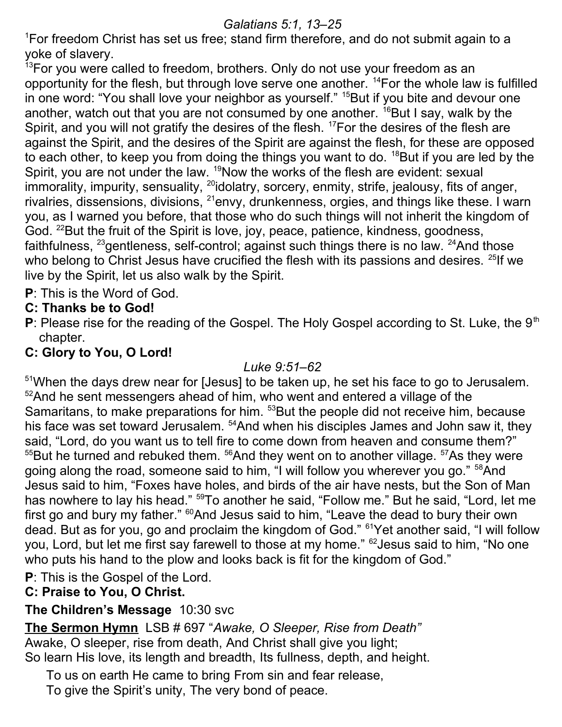*Galatians 5:1, 13–25*

[1]For freedom Christ has set us free; stand firm therefore, and do not submit again to a yoke of slavery.

[13]For you were called to freedom, brothers. Only do not use your freedom as an opportunity for the flesh, but through love serve one another. [14]For the whole law is fulfilled in one word: "You shall love your neighbor as yourself." [15]But if you bite and devour one another, watch out that you are not consumed by one another. [16]But I say, walk by the Spirit, and you will not gratify the desires of the flesh. [17]For the desires of the flesh are against the Spirit, and the desires of the Spirit are against the flesh, for these are opposed to each other, to keep you from doing the things you want to do. [18]But if you are led by the Spirit, you are not under the law. [19]Now the works of the flesh are evident: sexual immorality, impurity, sensuality, [20]idolatry, sorcery, enmity, strife, jealousy, fits of anger, rivalries, dissensions, divisions, [21]envy, drunkenness, orgies, and things like these. I warn you, as I warned you before, that those who do such things will not inherit the kingdom of God. [22]But the fruit of the Spirit is love, joy, peace, patience, kindness, goodness, faithfulness, [23]gentleness, self-control; against such things there is no law. [24]And those who belong to Christ Jesus have crucified the flesh with its passions and desires. [25]If we live by the Spirit, let us also walk by the Spirit.

**P**: This is the Word of God.

**C: Thanks be to God!**

**P**: Please rise for the reading of the Gospel. The Holy Gospel according to St. Luke, the 9th chapter.

**C: Glory to You, O Lord!**

*Luke 9:51–62*

[51]When the days drew near for [Jesus] to be taken up, he set his face to go to Jerusalem. [52]And he sent messengers ahead of him, who went and entered a village of the Samaritans, to make preparations for him. [53]But the people did not receive him, because his face was set toward Jerusalem. [54]And when his disciples James and John saw it, they said, "Lord, do you want us to tell fire to come down from heaven and consume them?" [55]But he turned and rebuked them. [56]And they went on to another village. [57]As they were going along the road, someone said to him, "I will follow you wherever you go." [58]And Jesus said to him, "Foxes have holes, and birds of the air have nests, but the Son of Man has nowhere to lay his head." [59]To another he said, "Follow me." But he said, "Lord, let me first go and bury my father." [60]And Jesus said to him, "Leave the dead to bury their own dead. But as for you, go and proclaim the kingdom of God." [61]Yet another said, "I will follow you, Lord, but let me first say farewell to those at my home." [62]Jesus said to him, "No one who puts his hand to the plow and looks back is fit for the kingdom of God."

**P**: This is the Gospel of the Lord.

**C: Praise to You, O Christ.**

**The Children's Message** 10:30 svc

**The Sermon Hymn** LSB # 697 "*Awake, O Sleeper, Rise from Death*"

Awake, O sleeper, rise from death, And Christ shall give you light;
So learn His love, its length and breadth, Its fullness, depth, and height.

To us on earth He came to bring From sin and fear release,
To give the Spirit's unity, The very bond of peace.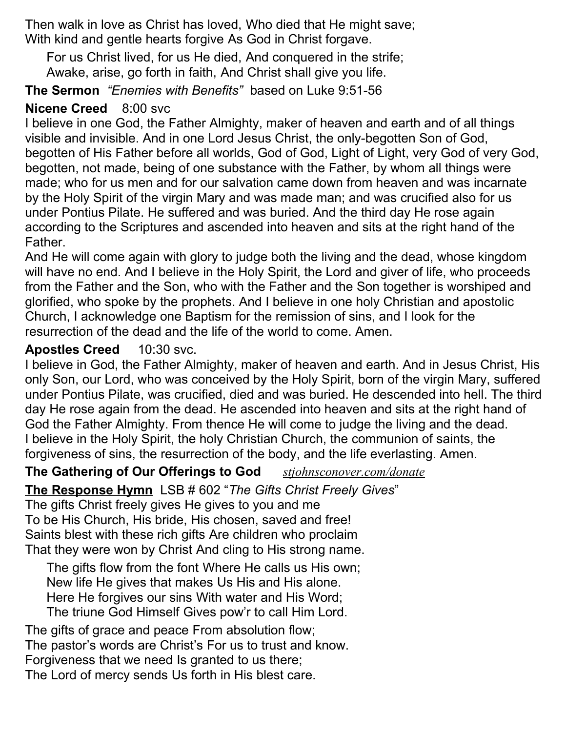Then walk in love as Christ has loved, Who died that He might save;
With kind and gentle hearts forgive As God in Christ forgave.

> For us Christ lived, for us He died, And conquered in the strife;
> Awake, arise, go forth in faith, And Christ shall give you life.

**The Sermon** *"Enemies with Benefits"* based on Luke 9:51-56

**Nicene Creed** 8:00 svc

I believe in one God, the Father Almighty, maker of heaven and earth and of all things visible and invisible. And in one Lord Jesus Christ, the only-begotten Son of God, begotten of His Father before all worlds, God of God, Light of Light, very God of very God, begotten, not made, being of one substance with the Father, by whom all things were made; who for us men and for our salvation came down from heaven and was incarnate by the Holy Spirit of the virgin Mary and was made man; and was crucified also for us under Pontius Pilate. He suffered and was buried. And the third day He rose again according to the Scriptures and ascended into heaven and sits at the right hand of the Father.

And He will come again with glory to judge both the living and the dead, whose kingdom will have no end. And I believe in the Holy Spirit, the Lord and giver of life, who proceeds from the Father and the Son, who with the Father and the Son together is worshiped and glorified, who spoke by the prophets. And I believe in one holy Christian and apostolic Church, I acknowledge one Baptism for the remission of sins, and I look for the resurrection of the dead and the life of the world to come. Amen.

**Apostles Creed** 10:30 svc.

I believe in God, the Father Almighty, maker of heaven and earth. And in Jesus Christ, His only Son, our Lord, who was conceived by the Holy Spirit, born of the virgin Mary, suffered under Pontius Pilate, was crucified, died and was buried. He descended into hell. The third day He rose again from the dead. He ascended into heaven and sits at the right hand of God the Father Almighty. From thence He will come to judge the living and the dead.
I believe in the Holy Spirit, the holy Christian Church, the communion of saints, the forgiveness of sins, the resurrection of the body, and the life everlasting. Amen.

**The Gathering of Our Offerings to God** *stjohnsconover.com/donate*

**The Response Hymn** LSB # 602 "*The Gifts Christ Freely Gives*"

The gifts Christ freely gives He gives to you and me
To be His Church, His bride, His chosen, saved and free!
Saints blest with these rich gifts Are children who proclaim
That they were won by Christ And cling to His strong name.

> The gifts flow from the font Where He calls us His own;
> New life He gives that makes Us His and His alone.
> Here He forgives our sins With water and His Word;
> The triune God Himself Gives pow'r to call Him Lord.

The gifts of grace and peace From absolution flow;
The pastor's words are Christ's For us to trust and know.
Forgiveness that we need Is granted to us there;
The Lord of mercy sends Us forth in His blest care.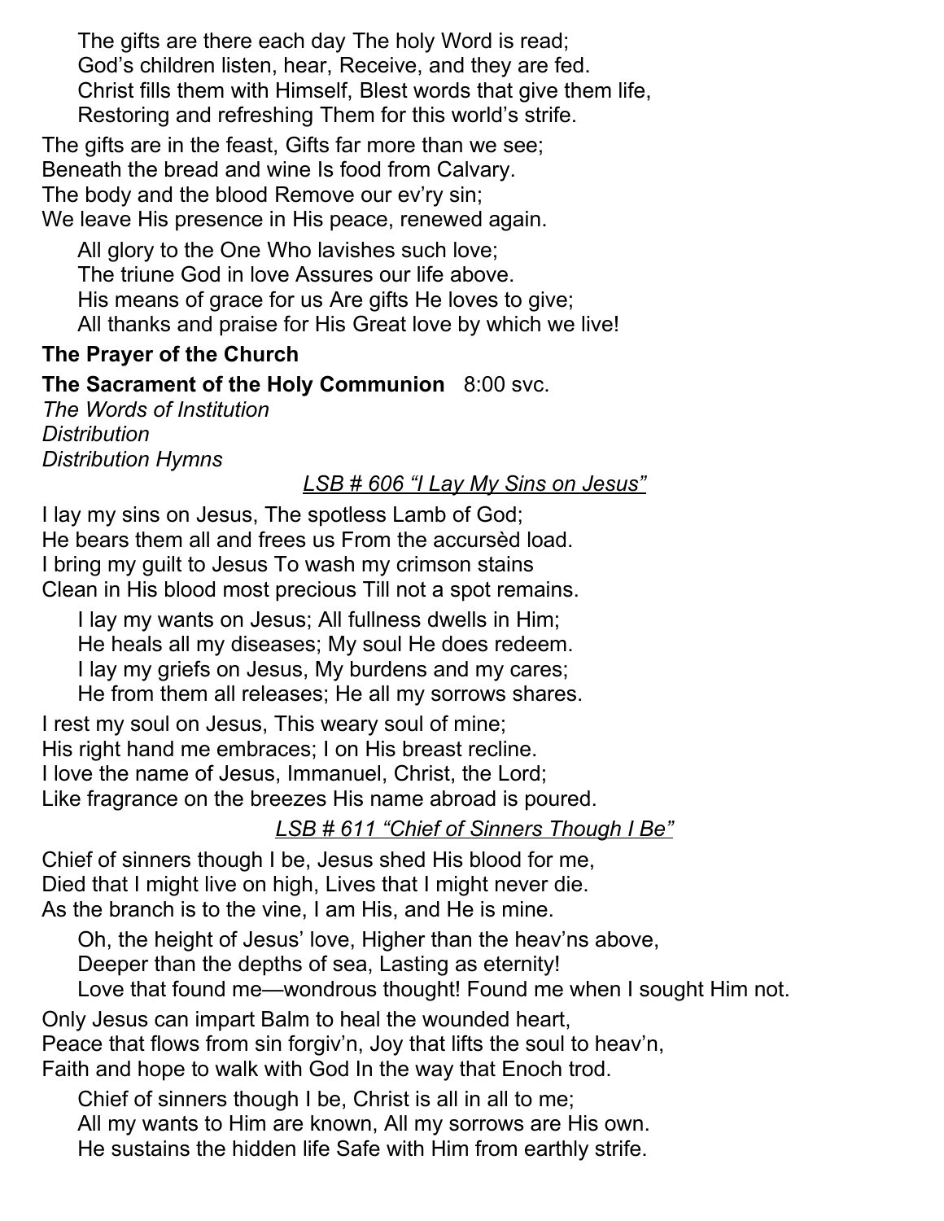The gifts are there each day The holy Word is read;
God's children listen, hear, Receive, and they are fed.
Christ fills them with Himself, Blest words that give them life,
Restoring and refreshing Them for this world's strife.

The gifts are in the feast, Gifts far more than we see;
Beneath the bread and wine Is food from Calvary.
The body and the blood Remove our ev'ry sin;
We leave His presence in His peace, renewed again.

All glory to the One Who lavishes such love;
The triune God in love Assures our life above.
His means of grace for us Are gifts He loves to give;
All thanks and praise for His Great love by which we live!

**The Prayer of the Church**

**The Sacrament of the Holy Communion** 8:00 svc.

*The Words of Institution*
*Distribution*
*Distribution Hymns*

LSB # 606 "I Lay My Sins on Jesus"

I lay my sins on Jesus, The spotless Lamb of God;
He bears them all and frees us From the accursèd load.
I bring my guilt to Jesus To wash my crimson stains
Clean in His blood most precious Till not a spot remains.

I lay my wants on Jesus; All fullness dwells in Him;
He heals all my diseases; My soul He does redeem.
I lay my griefs on Jesus, My burdens and my cares;
He from them all releases; He all my sorrows shares.

I rest my soul on Jesus, This weary soul of mine;
His right hand me embraces; I on His breast recline.
I love the name of Jesus, Immanuel, Christ, the Lord;
Like fragrance on the breezes His name abroad is poured.

LSB # 611 "Chief of Sinners Though I Be"

Chief of sinners though I be, Jesus shed His blood for me,
Died that I might live on high, Lives that I might never die.
As the branch is to the vine, I am His, and He is mine.

Oh, the height of Jesus' love, Higher than the heav'ns above,
Deeper than the depths of sea, Lasting as eternity!
Love that found me—wondrous thought! Found me when I sought Him not.

Only Jesus can impart Balm to heal the wounded heart,
Peace that flows from sin forgiv'n, Joy that lifts the soul to heav'n,
Faith and hope to walk with God In the way that Enoch trod.

Chief of sinners though I be, Christ is all in all to me;
All my wants to Him are known, All my sorrows are His own.
He sustains the hidden life Safe with Him from earthly strife.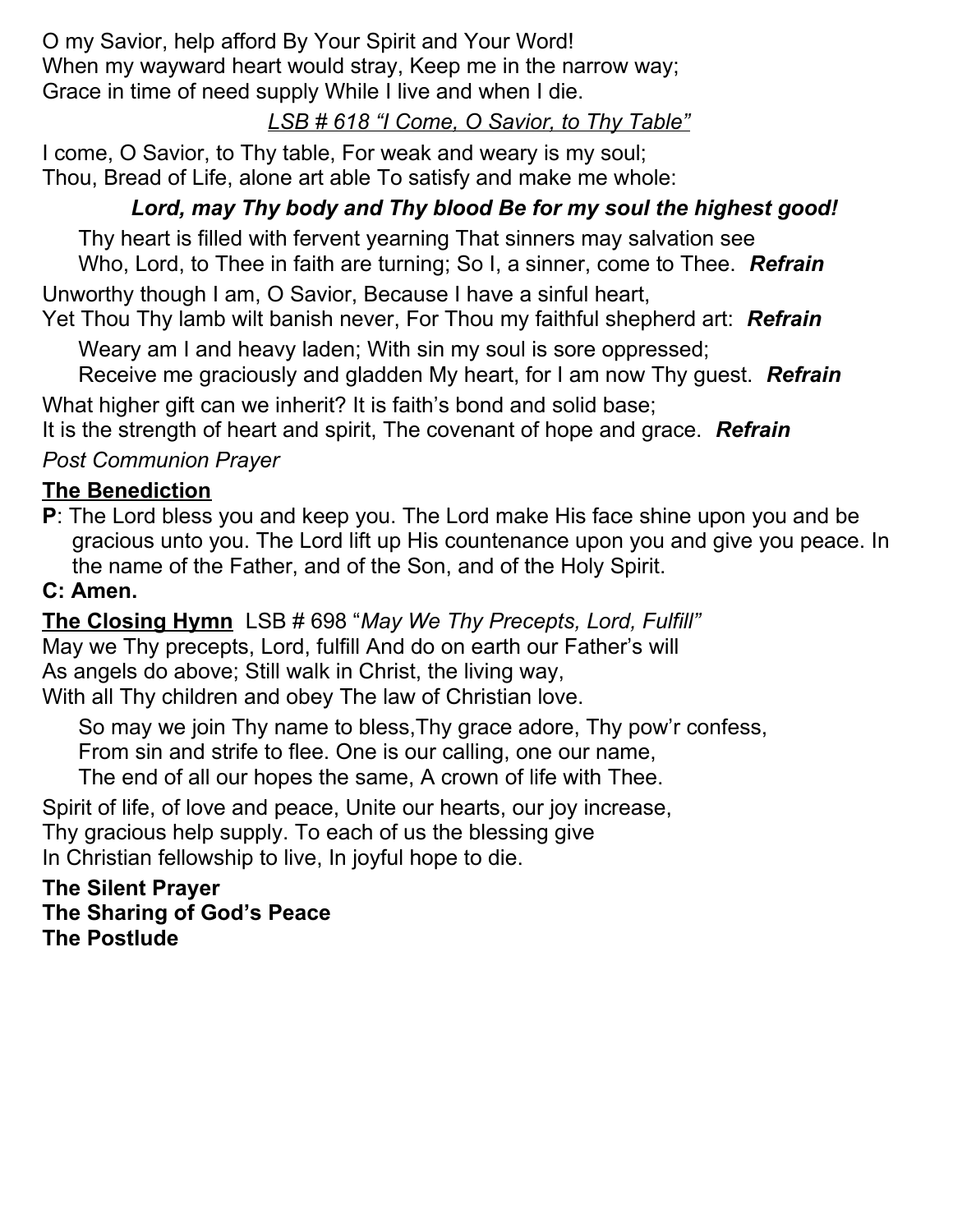O my Savior, help afford By Your Spirit and Your Word!
When my wayward heart would stray, Keep me in the narrow way;
Grace in time of need supply While I live and when I die.

*LSB # 618 "I Come, O Savior, to Thy Table"*

I come, O Savior, to Thy table, For weak and weary is my soul;
Thou, Bread of Life, alone art able To satisfy and make me whole:

***Lord, may Thy body and Thy blood Be for my soul the highest good!***

Thy heart is filled with fervent yearning That sinners may salvation see
Who, Lord, to Thee in faith are turning; So I, a sinner, come to Thee. ***Refrain***

Unworthy though I am, O Savior, Because I have a sinful heart,
Yet Thou Thy lamb wilt banish never, For Thou my faithful shepherd art: ***Refrain***

Weary am I and heavy laden; With sin my soul is sore oppressed;
Receive me graciously and gladden My heart, for I am now Thy guest. ***Refrain***

What higher gift can we inherit? It is faith's bond and solid base;
It is the strength of heart and spirit, The covenant of hope and grace. ***Refrain***

*Post Communion Prayer*

**The Benediction**

**P**: The Lord bless you and keep you. The Lord make His face shine upon you and be gracious unto you. The Lord lift up His countenance upon you and give you peace. In the name of the Father, and of the Son, and of the Holy Spirit.

**C: Amen.**

**The Closing Hymn** LSB # 698 "*May We Thy Precepts, Lord, Fulfill"*

May we Thy precepts, Lord, fulfill And do on earth our Father's will
As angels do above; Still walk in Christ, the living way,
With all Thy children and obey The law of Christian love.

So may we join Thy name to bless,Thy grace adore, Thy pow'r confess,
From sin and strife to flee. One is our calling, one our name,
The end of all our hopes the same, A crown of life with Thee.

Spirit of life, of love and peace, Unite our hearts, our joy increase,
Thy gracious help supply. To each of us the blessing give
In Christian fellowship to live, In joyful hope to die.

**The Silent Prayer**
**The Sharing of God's Peace**
**The Postlude**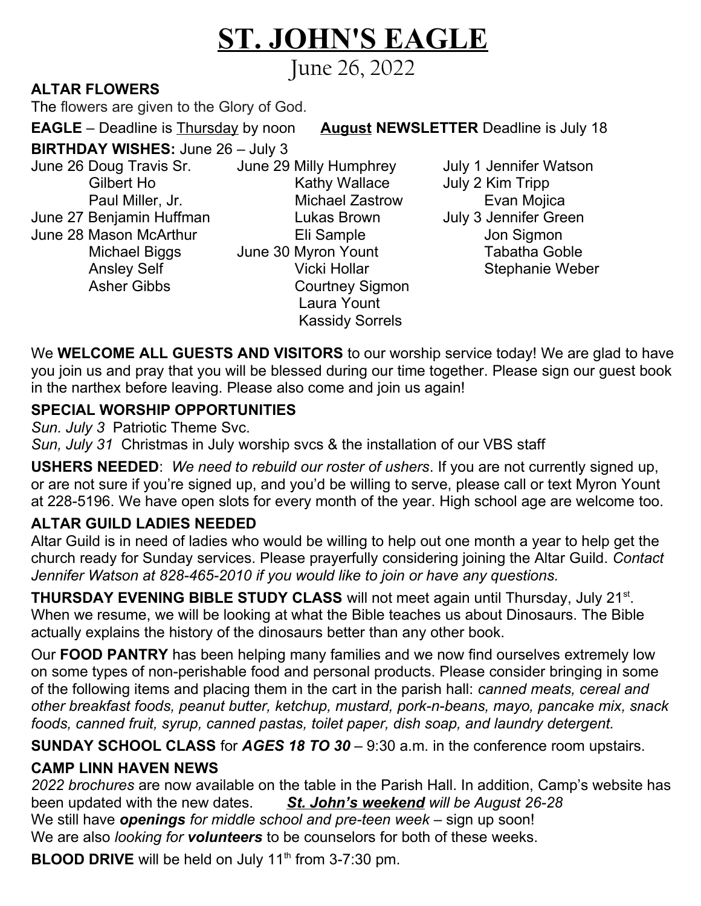# ST. JOHN'S EAGLE

June 26, 2022

**ALTAR FLOWERS**

The flowers are given to the Glory of God.

**EAGLE** – Deadline is Thursday by noon  **August NEWSLETTER** Deadline is July 18

**BIRTHDAY WISHES:** June 26 – July 3

June 26 Doug Travis Sr.
Gilbert Ho
Paul Miller, Jr.
June 27 Benjamin Huffman
June 28 Mason McArthur
Michael Biggs
Ansley Self
Asher Gibbs
June 29 Milly Humphrey
Kathy Wallace
Michael Zastrow
Lukas Brown
Eli Sample
June 30 Myron Yount
Vicki Hollar
Courtney Sigmon
Laura Yount
Kassidy Sorrels
July 1 Jennifer Watson
July 2 Kim Tripp
Evan Mojica
July 3 Jennifer Green
Jon Sigmon
Tabatha Goble
Stephanie Weber

We **WELCOME ALL GUESTS AND VISITORS** to our worship service today! We are glad to have you join us and pray that you will be blessed during our time together. Please sign our guest book in the narthex before leaving. Please also come and join us again!

**SPECIAL WORSHIP OPPORTUNITIES**

*Sun. July 3* Patriotic Theme Svc.
*Sun, July 31* Christmas in July worship svcs & the installation of our VBS staff

**USHERS NEEDED**: *We need to rebuild our roster of ushers*. If you are not currently signed up, or are not sure if you're signed up, and you'd be willing to serve, please call or text Myron Yount at 228-5196. We have open slots for every month of the year. High school age are welcome too.

**ALTAR GUILD LADIES NEEDED**

Altar Guild is in need of ladies who would be willing to help out one month a year to help get the church ready for Sunday services. Please prayerfully considering joining the Altar Guild. *Contact Jennifer Watson at 828-465-2010 if you would like to join or have any questions.*

**THURSDAY EVENING BIBLE STUDY CLASS** will not meet again until Thursday, July 21st. When we resume, we will be looking at what the Bible teaches us about Dinosaurs. The Bible actually explains the history of the dinosaurs better than any other book.

Our **FOOD PANTRY** has been helping many families and we now find ourselves extremely low on some types of non-perishable food and personal products. Please consider bringing in some of the following items and placing them in the cart in the parish hall: *canned meats, cereal and other breakfast foods, peanut butter, ketchup, mustard, pork-n-beans, mayo, pancake mix, snack foods, canned fruit, syrup, canned pastas, toilet paper, dish soap, and laundry detergent.*

**SUNDAY SCHOOL CLASS** for ***AGES 18 TO 30*** – 9:30 a.m. in the conference room upstairs.

**CAMP LINN HAVEN NEWS**

*2022 brochures* are now available on the table in the Parish Hall. In addition, Camp's website has been updated with the new dates. ***St. John's weekend*** *will be August 26-28*
We still have ***openings*** *for middle school and pre-teen week* – sign up soon!
We are also *looking for* ***volunteers*** to be counselors for both of these weeks.

**BLOOD DRIVE** will be held on July 11th from 3-7:30 pm.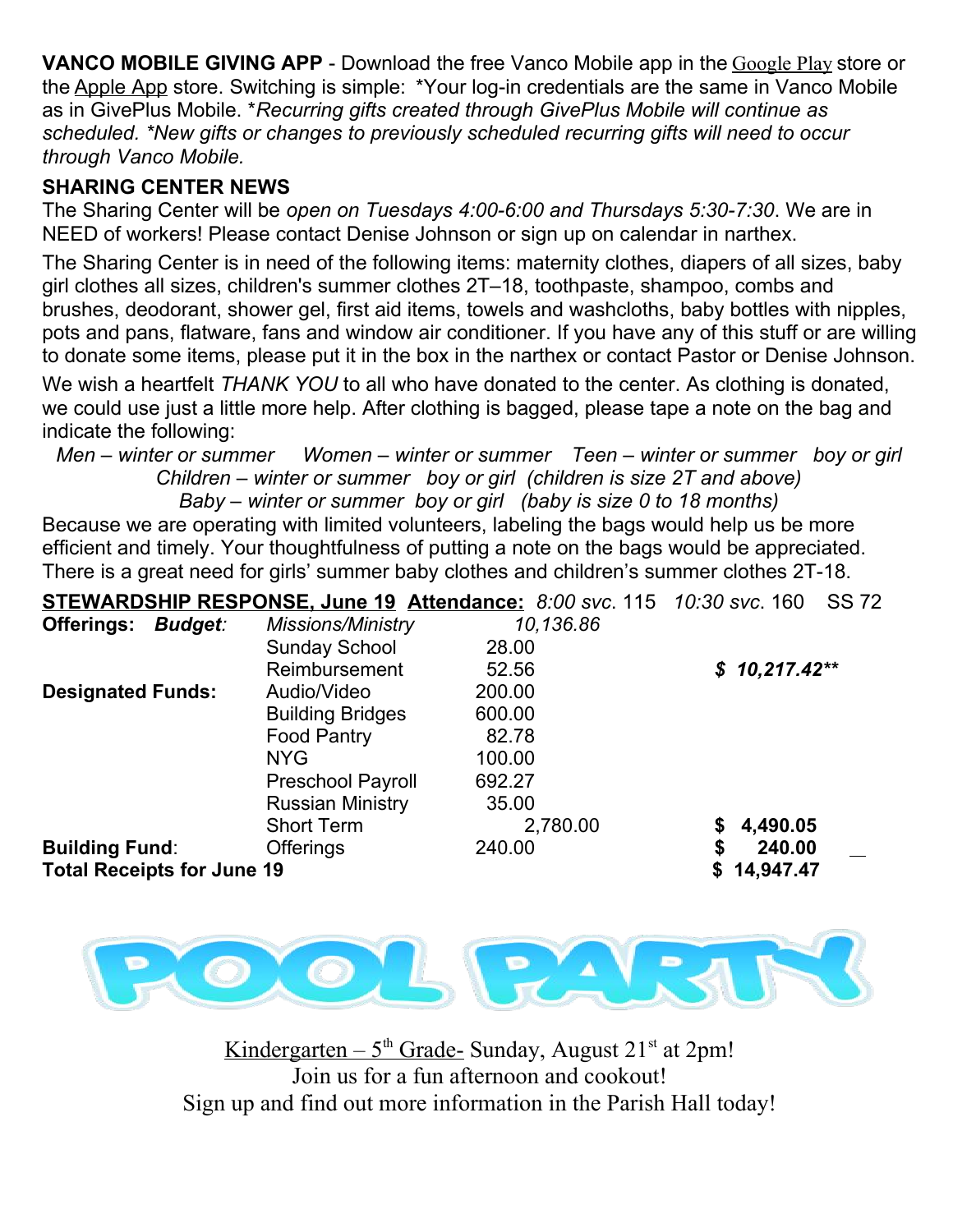**VANCO MOBILE GIVING APP** - Download the free Vanco Mobile app in the Google Play store or the Apple App store. Switching is simple: *Your log-in credentials are the same in Vanco Mobile as in GivePlus Mobile. **Recurring gifts created through GivePlus Mobile will continue as scheduled. *New gifts or changes to previously scheduled recurring gifts will need to occur through Vanco Mobile.*

**SHARING CENTER NEWS**

The Sharing Center will be *open on Tuesdays 4:00-6:00 and Thursdays 5:30-7:30*. We are in NEED of workers! Please contact Denise Johnson or sign up on calendar in narthex.

The Sharing Center is in need of the following items: maternity clothes, diapers of all sizes, baby girl clothes all sizes, children's summer clothes 2T–18, toothpaste, shampoo, combs and brushes, deodorant, shower gel, first aid items, towels and washcloths, baby bottles with nipples, pots and pans, flatware, fans and window air conditioner. If you have any of this stuff or are willing to donate some items, please put it in the box in the narthex or contact Pastor or Denise Johnson.

We wish a heartfelt *THANK YOU* to all who have donated to the center. As clothing is donated, we could use just a little more help. After clothing is bagged, please tape a note on the bag and indicate the following:

*Men – winter or summer    Women – winter or summer    Teen – winter or summer  boy or girl*
*Children – winter or summer  boy or girl  (children is size 2T and above)*
*Baby – winter or summer  boy or girl  (baby is size 0 to 18 months)*

Because we are operating with limited volunteers, labeling the bags would help us be more efficient and timely. Your thoughtfulness of putting a note on the bags would be appreciated. There is a great need for girls' summer baby clothes and children's summer clothes 2T-18.

**STEWARDSHIP RESPONSE, June 19  Attendance:** *8:00 svc.* 115  *10:30 svc.* 160  SS 72

| | | | | |
|---|---|---|---|---|
| **Offerings:** ***Budget:*** | *Missions/Ministry* | | *10,136.86* | |
| | Sunday School | 28.00 | | |
| | Reimbursement | 52.56 | | ***$ 10,217.42\*\**** |
| **Designated Funds:** | Audio/Video | 200.00 | | |
| | Building Bridges | 600.00 | | |
| | Food Pantry | 82.78 | | |
| | NYG | 100.00 | | |
| | Preschool Payroll | 692.27 | | |
| | Russian Ministry | 35.00 | | |
| | Short Term | | 2,780.00 | **$ 4,490.05** |
| **Building Fund:** | Offerings | 240.00 | | **$ 240.00** |
| **Total Receipts for June 19** | | | | **$ 14,947.47** |

# POOL PARTY

Kindergarten – 5th Grade- Sunday, August 21st at 2pm!
Join us for a fun afternoon and cookout!
Sign up and find out more information in the Parish Hall today!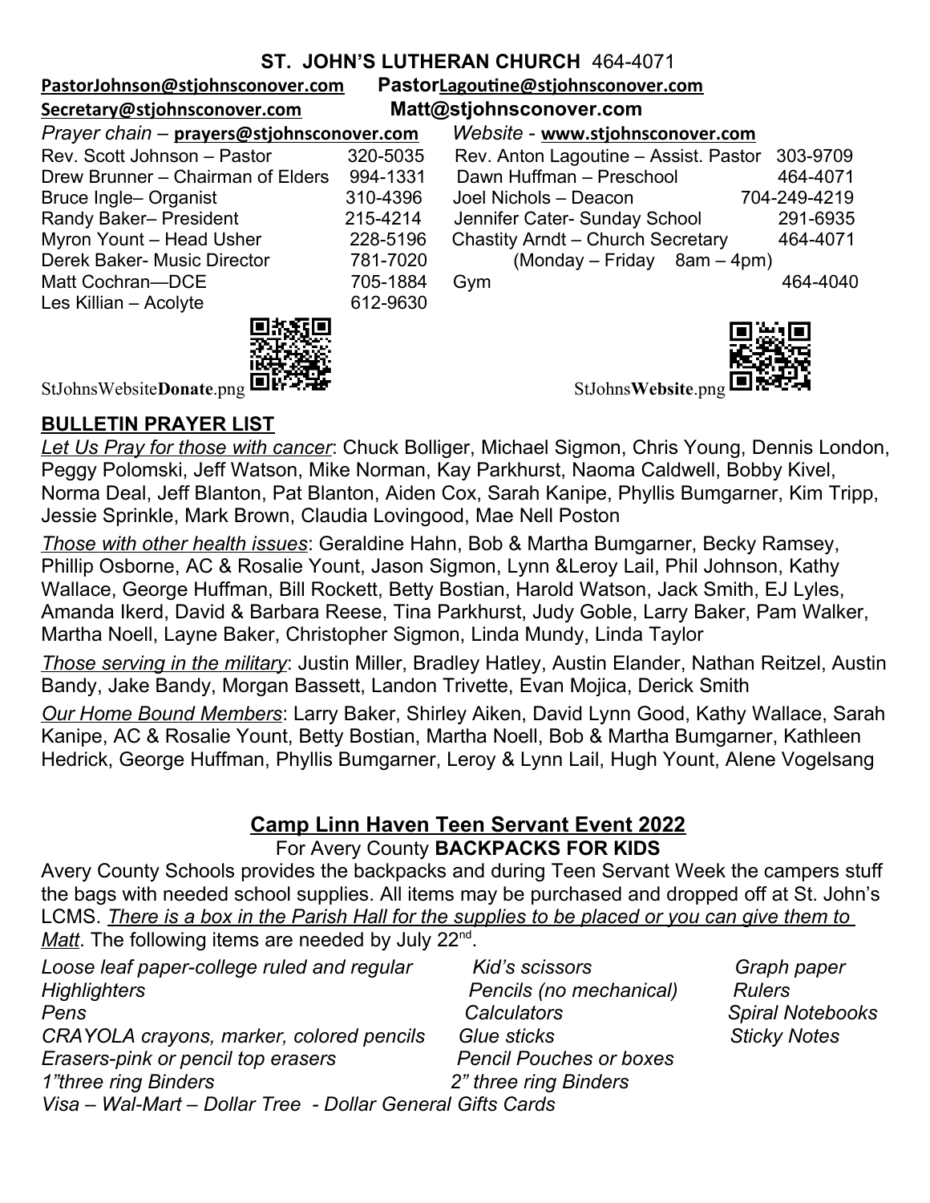**ST. JOHN'S LUTHERAN CHURCH** 464-4071

**PastorJohnson@stjohnsconover.com** **PastorLagoutine@stjohnsconover.com**

**Secretary@stjohnsconover.com** **Matt@stjohnsconover.com**

*Prayer chain* – **prayers@stjohnsconover.com** *Website* - **www.stjohnsconover.com**

| | |
|---|---|
| Rev. Scott Johnson – Pastor | 320-5035 |
| Drew Brunner – Chairman of Elders | 994-1331 |
| Bruce Ingle– Organist | 310-4396 |
| Randy Baker– President | 215-4214 |
| Myron Yount – Head Usher | 228-5196 |
| Derek Baker- Music Director | 781-7020 |
| Matt Cochran—DCE | 705-1884 |
| Les Killian – Acolyte | 612-9630 |
| Rev. Anton Lagoutine – Assist. Pastor | 303-9709 |
| Dawn Huffman – Preschool | 464-4071 |
| Joel Nichols – Deacon | 704-249-4219 |
| Jennifer Cater- Sunday School | 291-6935 |
| Chastity Arndt – Church Secretary (Monday – Friday 8am – 4pm) | 464-4071 |
| Gym | 464-4040 |

StJohnsWebsite**Donate**.png StJohns**Website**.png

**BULLETIN PRAYER LIST**

*Let Us Pray for those with cancer*: Chuck Bolliger, Michael Sigmon, Chris Young, Dennis London, Peggy Polomski, Jeff Watson, Mike Norman, Kay Parkhurst, Naoma Caldwell, Bobby Kivel, Norma Deal, Jeff Blanton, Pat Blanton, Aiden Cox, Sarah Kanipe, Phyllis Bumgarner, Kim Tripp, Jessie Sprinkle, Mark Brown, Claudia Lovingood, Mae Nell Poston

*Those with other health issues*: Geraldine Hahn, Bob & Martha Bumgarner, Becky Ramsey, Phillip Osborne, AC & Rosalie Yount, Jason Sigmon, Lynn &Leroy Lail, Phil Johnson, Kathy Wallace, George Huffman, Bill Rockett, Betty Bostian, Harold Watson, Jack Smith, EJ Lyles, Amanda Ikerd, David & Barbara Reese, Tina Parkhurst, Judy Goble, Larry Baker, Pam Walker, Martha Noell, Layne Baker, Christopher Sigmon, Linda Mundy, Linda Taylor

*Those serving in the military*: Justin Miller, Bradley Hatley, Austin Elander, Nathan Reitzel, Austin Bandy, Jake Bandy, Morgan Bassett, Landon Trivette, Evan Mojica, Derick Smith

*Our Home Bound Members*: Larry Baker, Shirley Aiken, David Lynn Good, Kathy Wallace, Sarah Kanipe, AC & Rosalie Yount, Betty Bostian, Martha Noell, Bob & Martha Bumgarner, Kathleen Hedrick, George Huffman, Phyllis Bumgarner, Leroy & Lynn Lail, Hugh Yount, Alene Vogelsang

## Camp Linn Haven Teen Servant Event 2022

For Avery County **BACKPACKS FOR KIDS**

Avery County Schools provides the backpacks and during Teen Servant Week the campers stuff the bags with needed school supplies. All items may be purchased and dropped off at St. John's LCMS. *There is a box in the Parish Hall for the supplies to be placed or you can give them to Matt*. The following items are needed by July 22nd.

*Loose leaf paper-college ruled and regular*
*Kid's scissors*
*Graph paper*
*Highlighters*
*Pencils (no mechanical)*
*Rulers*
*Pens*
*Calculators*
*Spiral Notebooks*
*CRAYOLA crayons, marker, colored pencils*
*Glue sticks*
*Sticky Notes*
*Erasers-pink or pencil top erasers*
*Pencil Pouches or boxes*
*1"three ring Binders*
*2" three ring Binders*
*Visa – Wal-Mart – Dollar Tree - Dollar General Gifts Cards*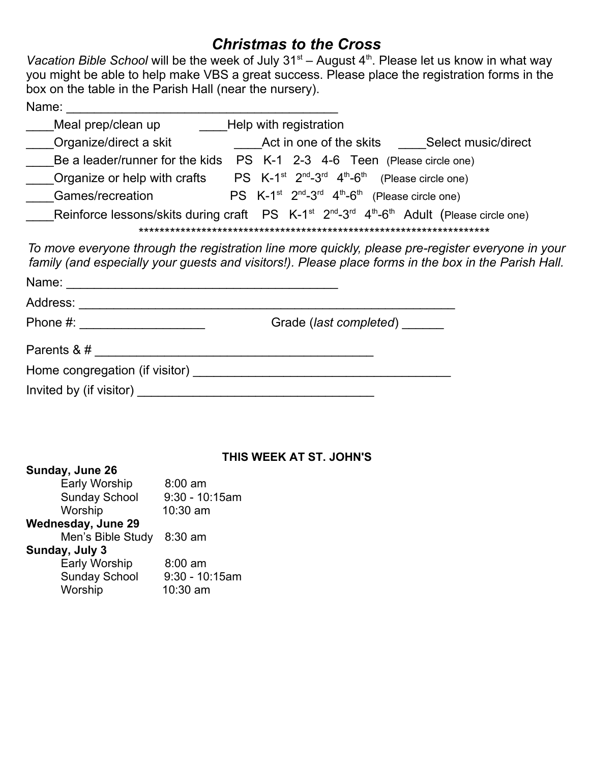## *Christmas to the Cross*

*Vacation Bible School* will be the week of July 31st – August 4th. Please let us know in what way you might be able to help make VBS a great success. Please place the registration forms in the box on the table in the Parish Hall (near the nursery).

Name: ________________________________________

____Meal prep/clean up ____Help with registration

____Organize/direct a skit ____Act in one of the skits ____Select music/direct

____Be a leader/runner for the kids PS K-1 2-3 4-6 Teen (Please circle one)

____Organize or help with crafts PS K-1st 2nd-3rd 4th-6th (Please circle one)

____Games/recreation PS K-1st 2nd-3rd 4th-6th (Please circle one)

____Reinforce lessons/skits during craft PS K-1st 2nd-3rd 4th-6th Adult (Please circle one)

*********************************************************************

*To move everyone through the registration line more quickly, please pre-register everyone in your family (and especially your guests and visitors!). Please place forms in the box in the Parish Hall.*

Name: ________________________________________

Address: ________________________________________________________

Phone #: __________________ Grade (*last completed*) ______

Parents & # ________________________________________

Home congregation (if visitor) ____________________________________

Invited by (if visitor) __________________________________

**THIS WEEK AT ST. JOHN'S**

**Sunday, June 26**
- Early Worship 8:00 am
- Sunday School 9:30 - 10:15am
- Worship 10:30 am

**Wednesday, June 29**
- Men's Bible Study 8:30 am

**Sunday, July 3**
- Early Worship 8:00 am
- Sunday School 9:30 - 10:15am
- Worship 10:30 am